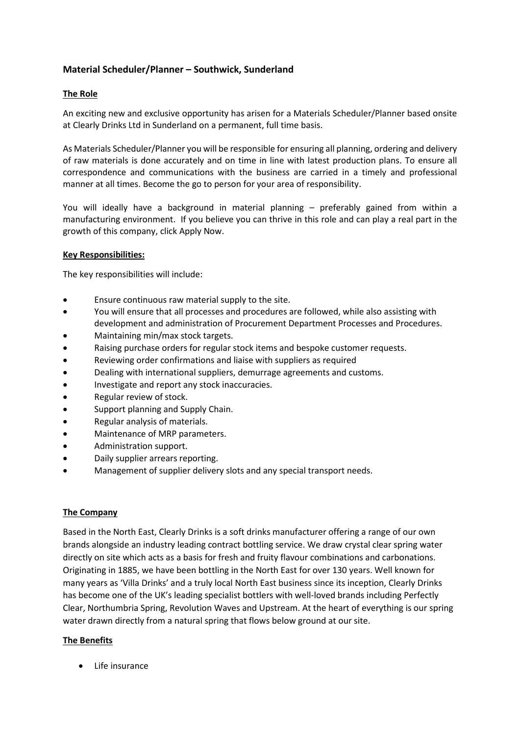## Material Scheduler/Planner – Southwick, Sunderland

**The Role**

An exciting new and exclusive opportunity has arisen for a Materials Scheduler/Planner based onsite at Clearly Drinks Ltd in Sunderland on a permanent, full time basis.

As Materials Scheduler/Planner you will be responsible for ensuring all planning, ordering and delivery of raw materials is done accurately and on time in line with latest production plans. To ensure all correspondence and communications with the business are carried in a timely and professional manner at all times. Become the go to person for your area of responsibility.

You will ideally have a background in material planning – preferably gained from within a manufacturing environment. If you believe you can thrive in this role and can play a real part in the growth of this company, click Apply Now.

**Key Responsibilities:**

The key responsibilities will include:

- Ensure continuous raw material supply to the site.
- You will ensure that all processes and procedures are followed, while also assisting with development and administration of Procurement Department Processes and Procedures.
- Maintaining min/max stock targets.
- Raising purchase orders for regular stock items and bespoke customer requests.
- Reviewing order confirmations and liaise with suppliers as required
- Dealing with international suppliers, demurrage agreements and customs.
- Investigate and report any stock inaccuracies.
- Regular review of stock.
- Support planning and Supply Chain.
- Regular analysis of materials.
- Maintenance of MRP parameters.
- Administration support.
- Daily supplier arrears reporting.
- Management of supplier delivery slots and any special transport needs.

**The Company**

Based in the North East, Clearly Drinks is a soft drinks manufacturer offering a range of our own brands alongside an industry leading contract bottling service. We draw crystal clear spring water directly on site which acts as a basis for fresh and fruity flavour combinations and carbonations. Originating in 1885, we have been bottling in the North East for over 130 years. Well known for many years as 'Villa Drinks' and a truly local North East business since its inception, Clearly Drinks has become one of the UK's leading specialist bottlers with well-loved brands including Perfectly Clear, Northumbria Spring, Revolution Waves and Upstream. At the heart of everything is our spring water drawn directly from a natural spring that flows below ground at our site.

**The Benefits**

- Life insurance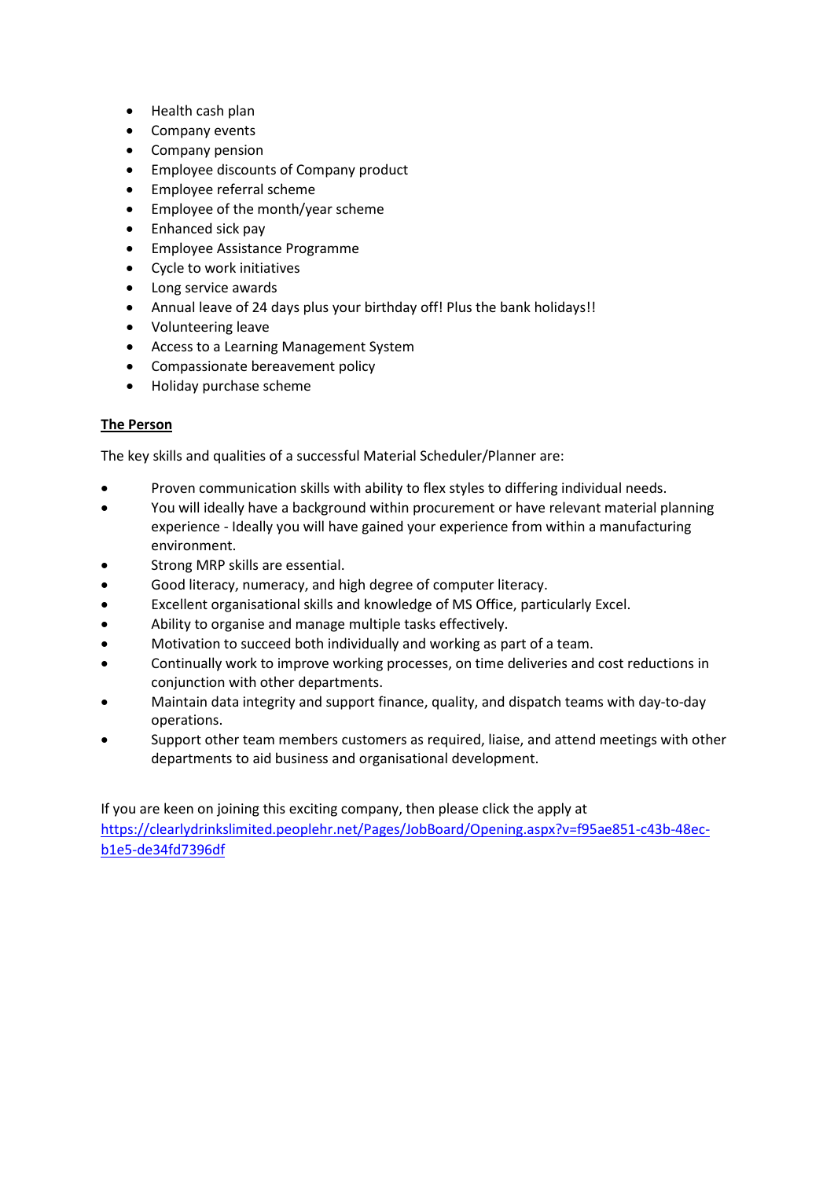- Health cash plan
- Company events
- Company pension
- Employee discounts of Company product
- Employee referral scheme
- Employee of the month/year scheme
- Enhanced sick pay
- Employee Assistance Programme
- Cycle to work initiatives
- Long service awards
- Annual leave of 24 days plus your birthday off! Plus the bank holidays!!
- Volunteering leave
- Access to a Learning Management System
- Compassionate bereavement policy
- Holiday purchase scheme

**The Person**

The key skills and qualities of a successful Material Scheduler/Planner are:

- Proven communication skills with ability to flex styles to differing individual needs.
- You will ideally have a background within procurement or have relevant material planning experience - Ideally you will have gained your experience from within a manufacturing environment.
- Strong MRP skills are essential.
- Good literacy, numeracy, and high degree of computer literacy.
- Excellent organisational skills and knowledge of MS Office, particularly Excel.
- Ability to organise and manage multiple tasks effectively.
- Motivation to succeed both individually and working as part of a team.
- Continually work to improve working processes, on time deliveries and cost reductions in conjunction with other departments.
- Maintain data integrity and support finance, quality, and dispatch teams with day-to-day operations.
- Support other team members customers as required, liaise, and attend meetings with other departments to aid business and organisational development.

If you are keen on joining this exciting company, then please click the apply at https://clearlydrinkslimited.peoplehr.net/Pages/JobBoard/Opening.aspx?v=f95ae851-c43b-48ec-b1e5-de34fd7396df